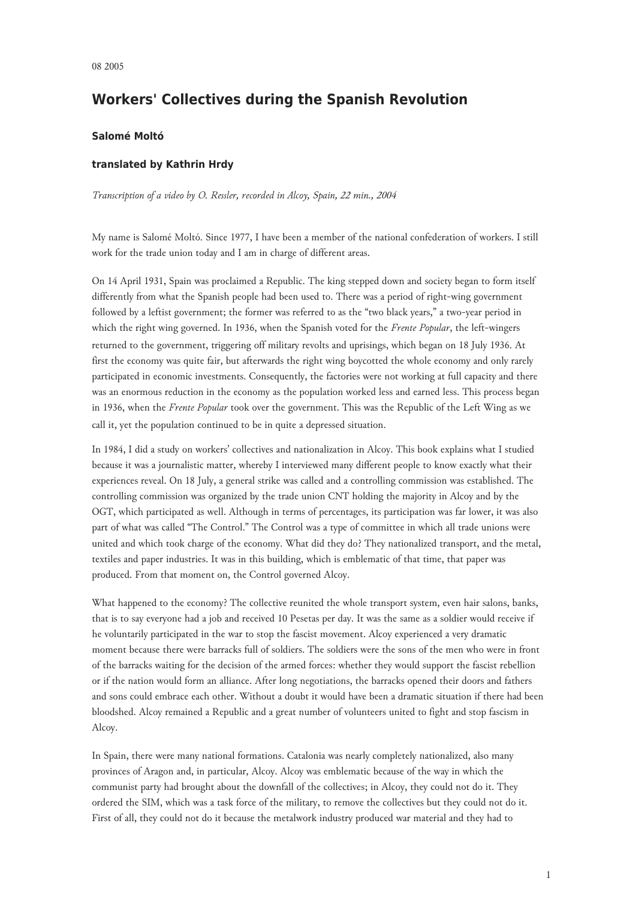08 2005

# Workers' Collectives during the Spanish Revolution

**Salomé Moltó**

**translated by Kathrin Hrdy**

*Transcription of a video by O. Ressler, recorded in Alcoy, Spain, 22 min., 2004*

My name is Salomé Moltó. Since 1977, I have been a member of the national confederation of workers. I still work for the trade union today and I am in charge of different areas.

On 14 April 1931, Spain was proclaimed a Republic. The king stepped down and society began to form itself differently from what the Spanish people had been used to. There was a period of right-wing government followed by a leftist government; the former was referred to as the "two black years," a two-year period in which the right wing governed. In 1936, when the Spanish voted for the *Frente Popular*, the left-wingers returned to the government, triggering off military revolts and uprisings, which began on 18 July 1936. At first the economy was quite fair, but afterwards the right wing boycotted the whole economy and only rarely participated in economic investments. Consequently, the factories were not working at full capacity and there was an enormous reduction in the economy as the population worked less and earned less. This process began in 1936, when the *Frente Popular* took over the government. This was the Republic of the Left Wing as we call it, yet the population continued to be in quite a depressed situation.

In 1984, I did a study on workers' collectives and nationalization in Alcoy. This book explains what I studied because it was a journalistic matter, whereby I interviewed many different people to know exactly what their experiences reveal. On 18 July, a general strike was called and a controlling commission was established. The controlling commission was organized by the trade union CNT holding the majority in Alcoy and by the OGT, which participated as well. Although in terms of percentages, its participation was far lower, it was also part of what was called "The Control." The Control was a type of committee in which all trade unions were united and which took charge of the economy. What did they do? They nationalized transport, and the metal, textiles and paper industries. It was in this building, which is emblematic of that time, that paper was produced. From that moment on, the Control governed Alcoy.

What happened to the economy? The collective reunited the whole transport system, even hair salons, banks, that is to say everyone had a job and received 10 Pesetas per day. It was the same as a soldier would receive if he voluntarily participated in the war to stop the fascist movement. Alcoy experienced a very dramatic moment because there were barracks full of soldiers. The soldiers were the sons of the men who were in front of the barracks waiting for the decision of the armed forces: whether they would support the fascist rebellion or if the nation would form an alliance. After long negotiations, the barracks opened their doors and fathers and sons could embrace each other. Without a doubt it would have been a dramatic situation if there had been bloodshed. Alcoy remained a Republic and a great number of volunteers united to fight and stop fascism in Alcoy.

In Spain, there were many national formations. Catalonia was nearly completely nationalized, also many provinces of Aragon and, in particular, Alcoy. Alcoy was emblematic because of the way in which the communist party had brought about the downfall of the collectives; in Alcoy, they could not do it. They ordered the SIM, which was a task force of the military, to remove the collectives but they could not do it. First of all, they could not do it because the metalwork industry produced war material and they had to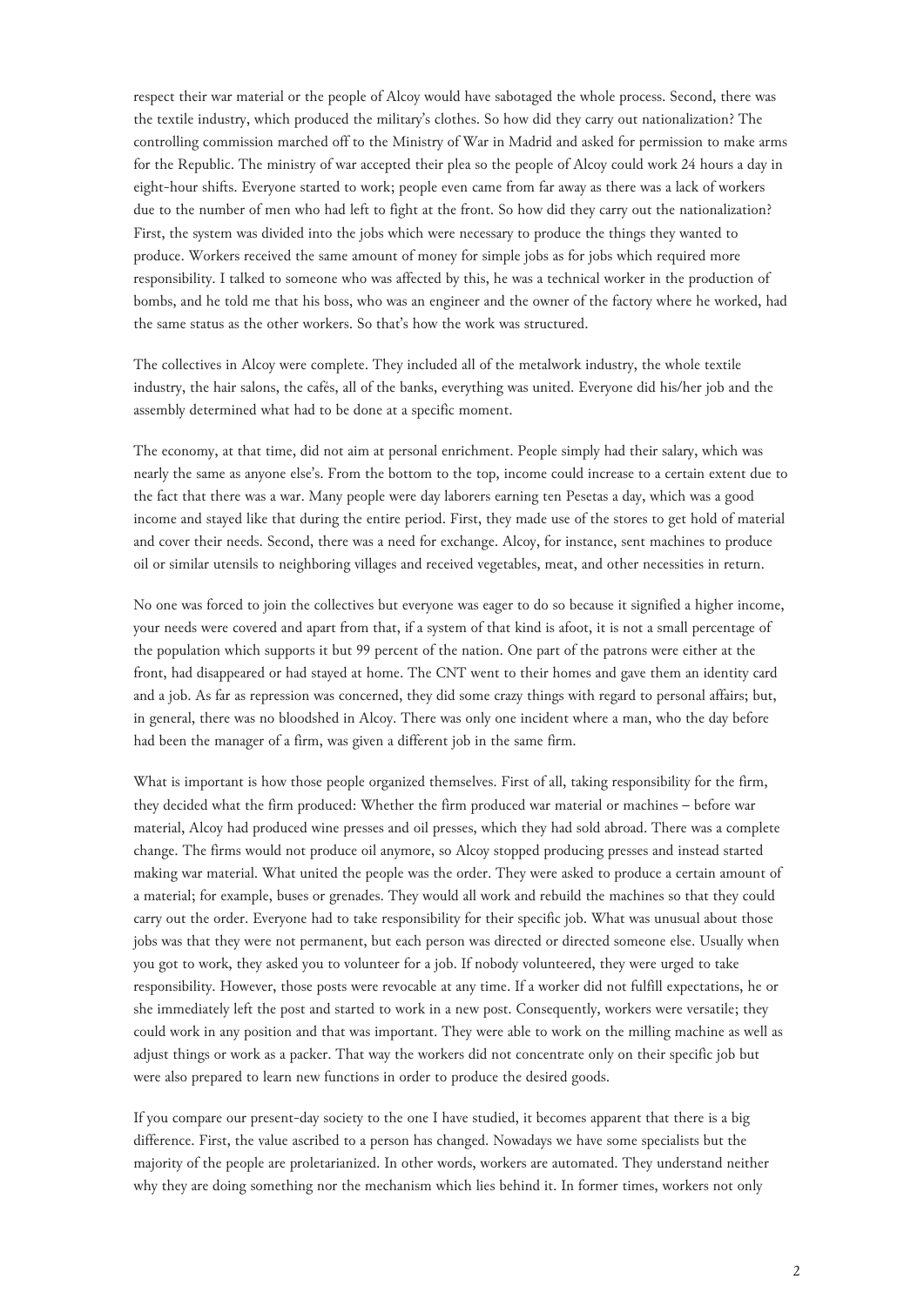respect their war material or the people of Alcoy would have sabotaged the whole process. Second, there was the textile industry, which produced the military's clothes. So how did they carry out nationalization? The controlling commission marched off to the Ministry of War in Madrid and asked for permission to make arms for the Republic. The ministry of war accepted their plea so the people of Alcoy could work 24 hours a day in eight-hour shifts. Everyone started to work; people even came from far away as there was a lack of workers due to the number of men who had left to fight at the front. So how did they carry out the nationalization? First, the system was divided into the jobs which were necessary to produce the things they wanted to produce. Workers received the same amount of money for simple jobs as for jobs which required more responsibility. I talked to someone who was affected by this, he was a technical worker in the production of bombs, and he told me that his boss, who was an engineer and the owner of the factory where he worked, had the same status as the other workers. So that's how the work was structured.

The collectives in Alcoy were complete. They included all of the metalwork industry, the whole textile industry, the hair salons, the cafés, all of the banks, everything was united. Everyone did his/her job and the assembly determined what had to be done at a specific moment.

The economy, at that time, did not aim at personal enrichment. People simply had their salary, which was nearly the same as anyone else's. From the bottom to the top, income could increase to a certain extent due to the fact that there was a war. Many people were day laborers earning ten Pesetas a day, which was a good income and stayed like that during the entire period. First, they made use of the stores to get hold of material and cover their needs. Second, there was a need for exchange. Alcoy, for instance, sent machines to produce oil or similar utensils to neighboring villages and received vegetables, meat, and other necessities in return.

No one was forced to join the collectives but everyone was eager to do so because it signified a higher income, your needs were covered and apart from that, if a system of that kind is afoot, it is not a small percentage of the population which supports it but 99 percent of the nation. One part of the patrons were either at the front, had disappeared or had stayed at home. The CNT went to their homes and gave them an identity card and a job. As far as repression was concerned, they did some crazy things with regard to personal affairs; but, in general, there was no bloodshed in Alcoy. There was only one incident where a man, who the day before had been the manager of a firm, was given a different job in the same firm.

What is important is how those people organized themselves. First of all, taking responsibility for the firm, they decided what the firm produced: Whether the firm produced war material or machines – before war material, Alcoy had produced wine presses and oil presses, which they had sold abroad. There was a complete change. The firms would not produce oil anymore, so Alcoy stopped producing presses and instead started making war material. What united the people was the order. They were asked to produce a certain amount of a material; for example, buses or grenades. They would all work and rebuild the machines so that they could carry out the order. Everyone had to take responsibility for their specific job. What was unusual about those jobs was that they were not permanent, but each person was directed or directed someone else. Usually when you got to work, they asked you to volunteer for a job. If nobody volunteered, they were urged to take responsibility. However, those posts were revocable at any time. If a worker did not fulfill expectations, he or she immediately left the post and started to work in a new post. Consequently, workers were versatile; they could work in any position and that was important. They were able to work on the milling machine as well as adjust things or work as a packer. That way the workers did not concentrate only on their specific job but were also prepared to learn new functions in order to produce the desired goods.

If you compare our present-day society to the one I have studied, it becomes apparent that there is a big difference. First, the value ascribed to a person has changed. Nowadays we have some specialists but the majority of the people are proletarianized. In other words, workers are automated. They understand neither why they are doing something nor the mechanism which lies behind it. In former times, workers not only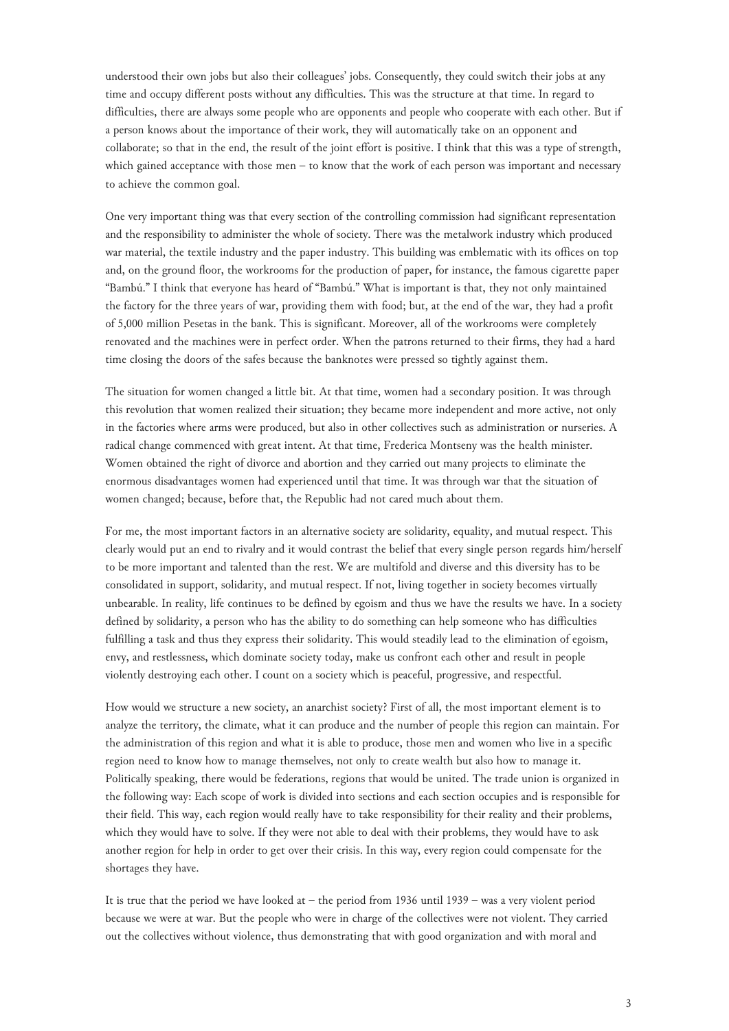understood their own jobs but also their colleagues' jobs. Consequently, they could switch their jobs at any time and occupy different posts without any difficulties. This was the structure at that time. In regard to difficulties, there are always some people who are opponents and people who cooperate with each other. But if a person knows about the importance of their work, they will automatically take on an opponent and collaborate; so that in the end, the result of the joint effort is positive. I think that this was a type of strength, which gained acceptance with those men – to know that the work of each person was important and necessary to achieve the common goal.

One very important thing was that every section of the controlling commission had significant representation and the responsibility to administer the whole of society. There was the metalwork industry which produced war material, the textile industry and the paper industry. This building was emblematic with its offices on top and, on the ground floor, the workrooms for the production of paper, for instance, the famous cigarette paper "Bambú." I think that everyone has heard of "Bambú." What is important is that, they not only maintained the factory for the three years of war, providing them with food; but, at the end of the war, they had a profit of 5,000 million Pesetas in the bank. This is significant. Moreover, all of the workrooms were completely renovated and the machines were in perfect order. When the patrons returned to their firms, they had a hard time closing the doors of the safes because the banknotes were pressed so tightly against them.

The situation for women changed a little bit. At that time, women had a secondary position. It was through this revolution that women realized their situation; they became more independent and more active, not only in the factories where arms were produced, but also in other collectives such as administration or nurseries. A radical change commenced with great intent. At that time, Frederica Montseny was the health minister. Women obtained the right of divorce and abortion and they carried out many projects to eliminate the enormous disadvantages women had experienced until that time. It was through war that the situation of women changed; because, before that, the Republic had not cared much about them.

For me, the most important factors in an alternative society are solidarity, equality, and mutual respect. This clearly would put an end to rivalry and it would contrast the belief that every single person regards him/herself to be more important and talented than the rest. We are multifold and diverse and this diversity has to be consolidated in support, solidarity, and mutual respect. If not, living together in society becomes virtually unbearable. In reality, life continues to be defined by egoism and thus we have the results we have. In a society defined by solidarity, a person who has the ability to do something can help someone who has difficulties fulfilling a task and thus they express their solidarity. This would steadily lead to the elimination of egoism, envy, and restlessness, which dominate society today, make us confront each other and result in people violently destroying each other. I count on a society which is peaceful, progressive, and respectful.

How would we structure a new society, an anarchist society? First of all, the most important element is to analyze the territory, the climate, what it can produce and the number of people this region can maintain. For the administration of this region and what it is able to produce, those men and women who live in a specific region need to know how to manage themselves, not only to create wealth but also how to manage it. Politically speaking, there would be federations, regions that would be united. The trade union is organized in the following way: Each scope of work is divided into sections and each section occupies and is responsible for their field. This way, each region would really have to take responsibility for their reality and their problems, which they would have to solve. If they were not able to deal with their problems, they would have to ask another region for help in order to get over their crisis. In this way, every region could compensate for the shortages they have.

It is true that the period we have looked at – the period from 1936 until 1939 – was a very violent period because we were at war. But the people who were in charge of the collectives were not violent. They carried out the collectives without violence, thus demonstrating that with good organization and with moral and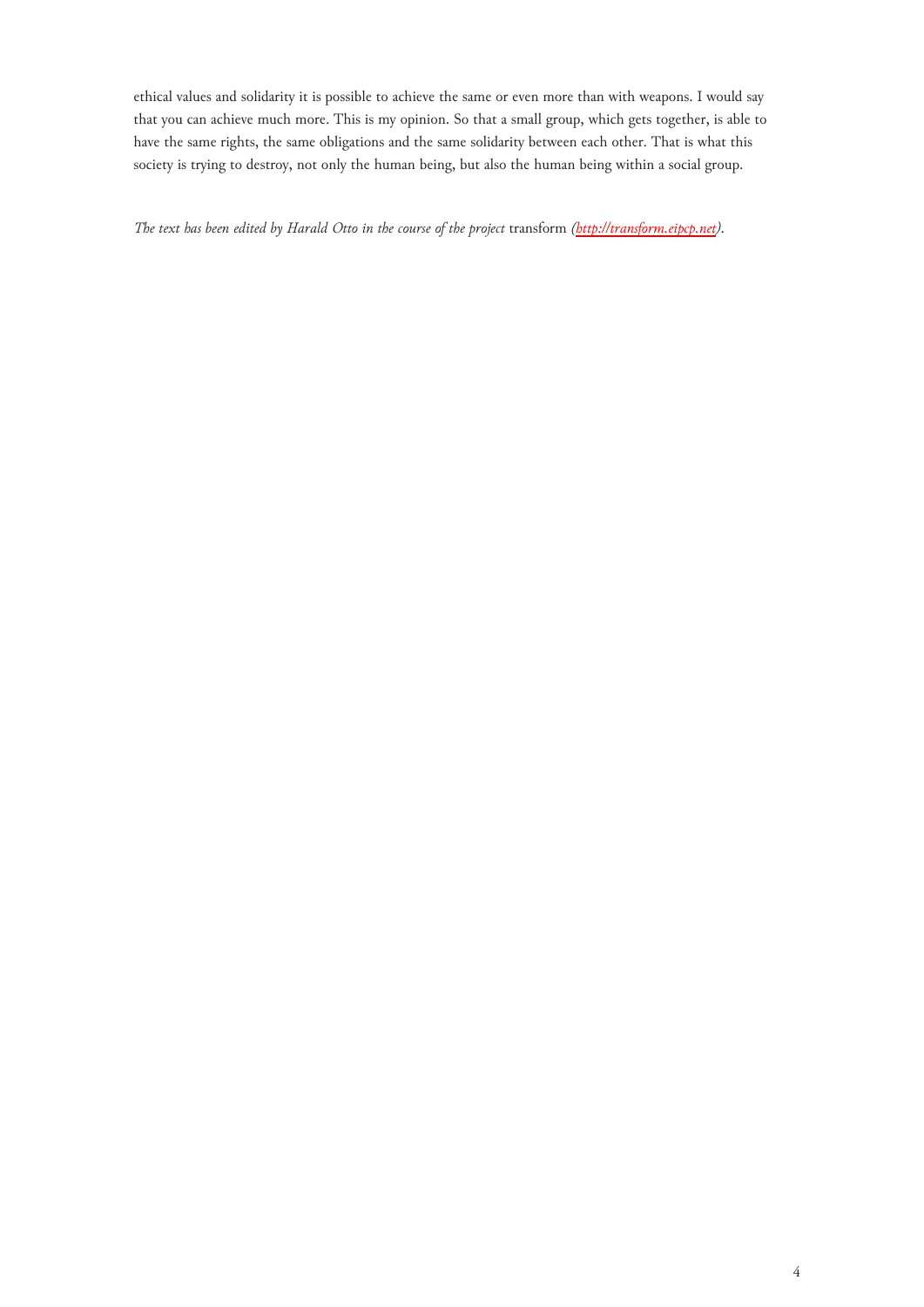ethical values and solidarity it is possible to achieve the same or even more than with weapons. I would say that you can achieve much more. This is my opinion. So that a small group, which gets together, is able to have the same rights, the same obligations and the same solidarity between each other. That is what this society is trying to destroy, not only the human being, but also the human being within a social group.

*The text has been edited by Harald Otto in the course of the project* transform *(http://transform.eipcp.net).*